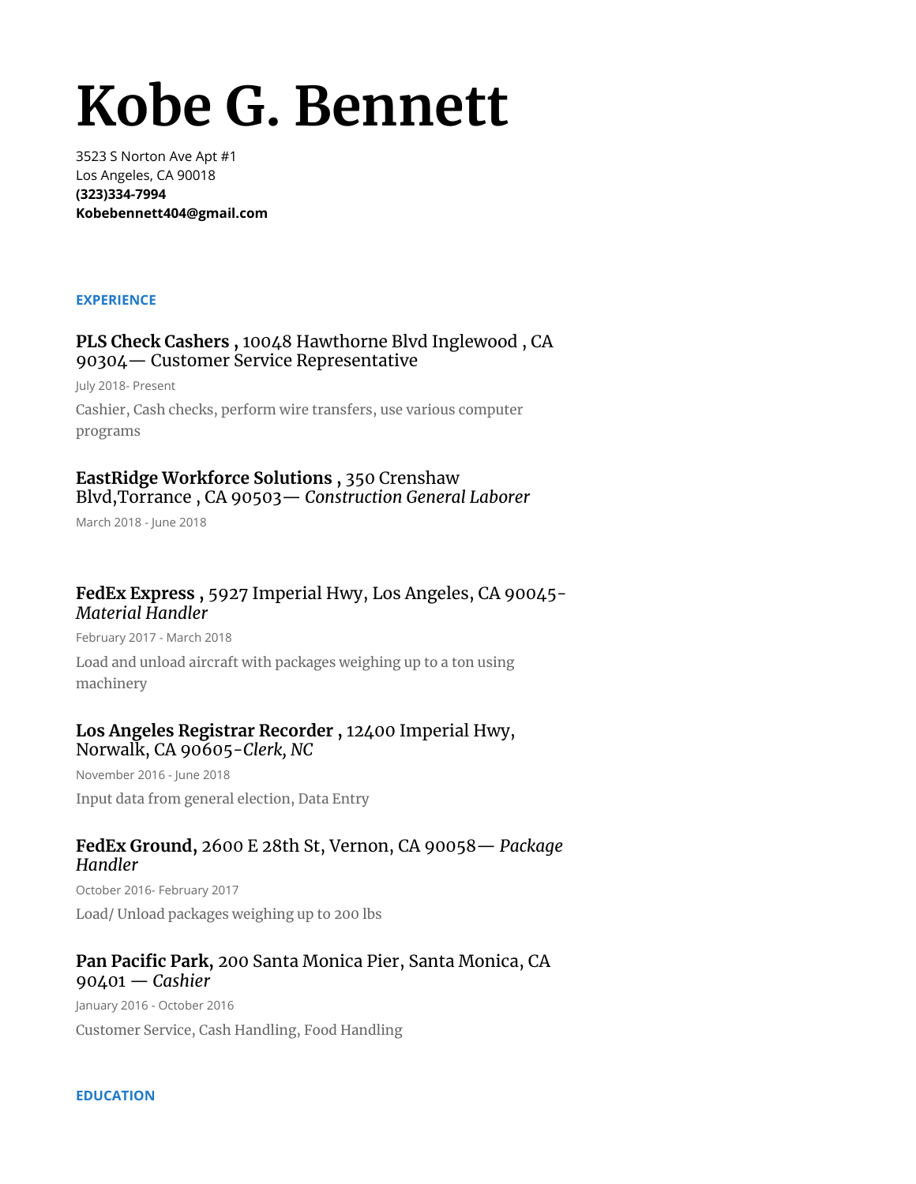# Kobe G. Bennett

3523 S Norton Ave Apt #1
Los Angeles, CA 90018
**(323)334-7994**
**Kobebennett404@gmail.com**

## EXPERIENCE

### **PLS Check Cashers ,** 10048 Hawthorne Blvd Inglewood , CA 90304— Customer Service Representative

July 2018- Present

Cashier, Cash checks, perform wire transfers, use various computer programs

### **EastRidge Workforce Solutions ,** 350 Crenshaw Blvd,Torrance , CA 90503— *Construction General Laborer*

March 2018 - June 2018

### **FedEx Express ,** 5927 Imperial Hwy, Los Angeles, CA 90045- *Material Handler*

February 2017 - March 2018

Load and unload aircraft with packages weighing up to a ton using machinery

### **Los Angeles Registrar Recorder ,** 12400 Imperial Hwy, Norwalk, CA 90605-*Clerk, NC*

November 2016 - June 2018

Input data from general election, Data Entry

### **FedEx Ground,** 2600 E 28th St, Vernon, CA 90058— *Package Handler*

October 2016- February 2017

Load/ Unload packages weighing up to 200 lbs

### **Pan Pacific Park,** 200 Santa Monica Pier, Santa Monica, CA 90401 — *Cashier*

January 2016 - October 2016

Customer Service, Cash Handling, Food Handling

## EDUCATION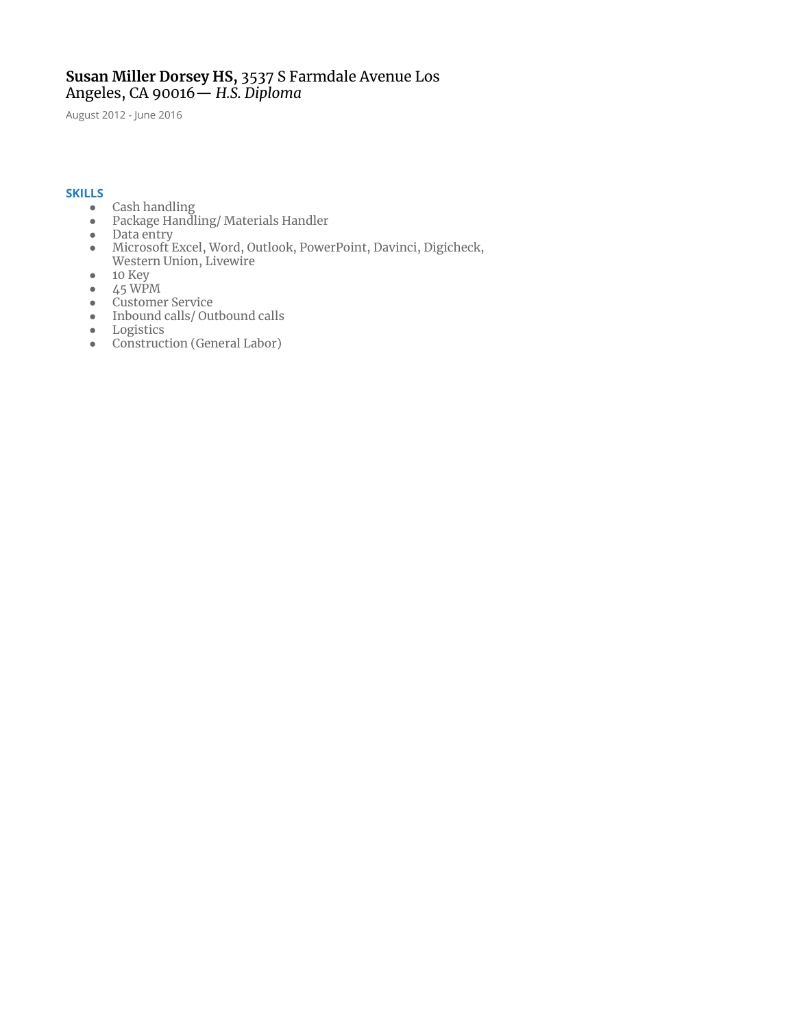**Susan Miller Dorsey HS,** 3537 S Farmdale Avenue Los Angeles, CA 90016— *H.S. Diploma*

August 2012 - June 2016

## SKILLS

- Cash handling
- Package Handling/ Materials Handler
- Data entry
- Microsoft Excel, Word, Outlook, PowerPoint, Davinci, Digicheck, Western Union, Livewire
- 10 Key
- 45 WPM
- Customer Service
- Inbound calls/ Outbound calls
- Logistics
- Construction (General Labor)